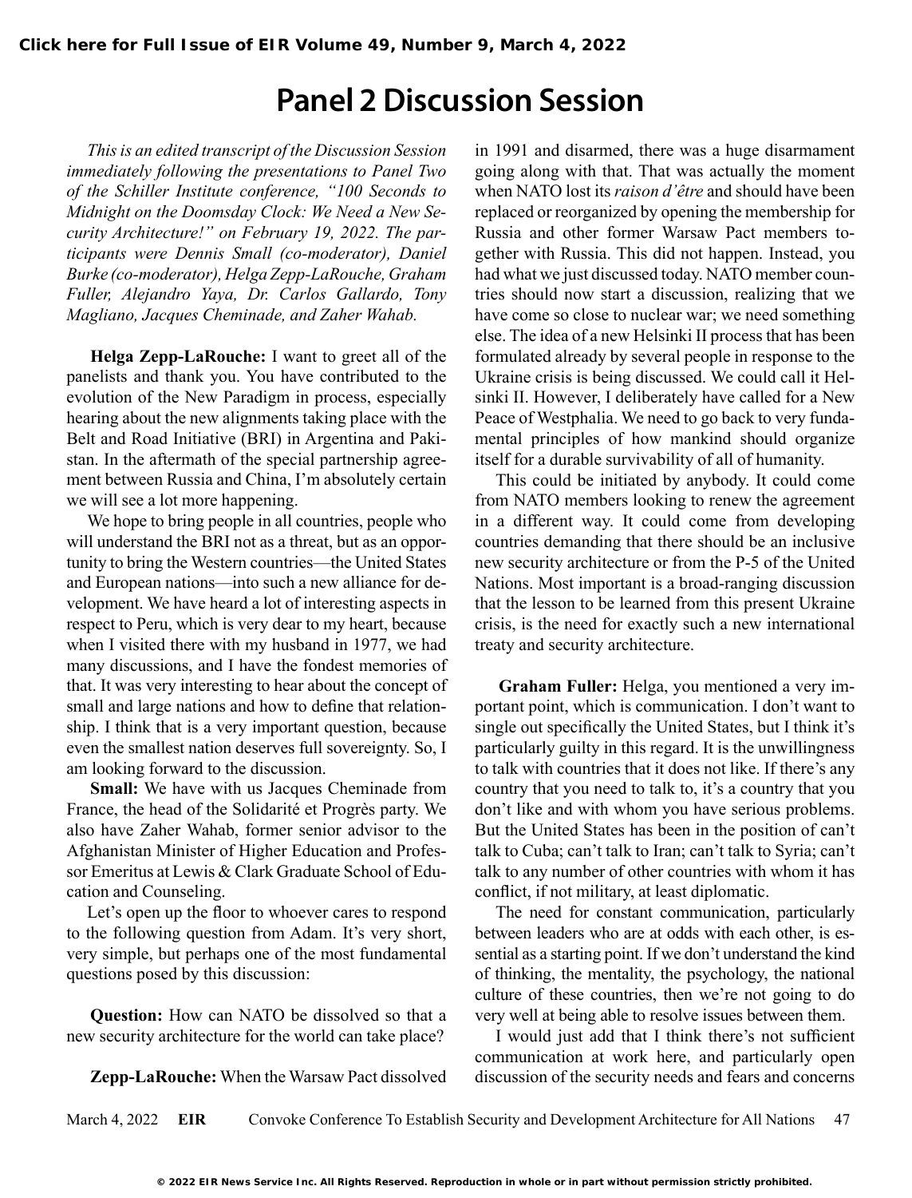# Panel 2 Discussion Session

*This is an edited transcript of the Discussion Session immediately following the presentations to Panel Two of the Schiller Institute conference, "100 Seconds to Midnight on the Doomsday Clock: We Need a New Security Architecture!" on February 19, 2022. The participants were Dennis Small (co-moderator), Daniel Burke (co-moderator), Helga Zepp-LaRouche, Graham Fuller, Alejandro Yaya, Dr. Carlos Gallardo, Tony Magliano, Jacques Cheminade, and Zaher Wahab.*

**Helga Zepp-LaRouche:** I want to greet all of the panelists and thank you. You have contributed to the evolution of the New Paradigm in process, especially hearing about the new alignments taking place with the Belt and Road Initiative (BRI) in Argentina and Pakistan. In the aftermath of the special partnership agreement between Russia and China, I'm absolutely certain we will see a lot more happening.

We hope to bring people in all countries, people who will understand the BRI not as a threat, but as an opportunity to bring the Western countries—the United States and European nations—into such a new alliance for development. We have heard a lot of interesting aspects in respect to Peru, which is very dear to my heart, because when I visited there with my husband in 1977, we had many discussions, and I have the fondest memories of that. It was very interesting to hear about the concept of small and large nations and how to define that relationship. I think that is a very important question, because even the smallest nation deserves full sovereignty. So, I am looking forward to the discussion.

**Small:** We have with us Jacques Cheminade from France, the head of the Solidarité et Progrès party. We also have Zaher Wahab, former senior advisor to the Afghanistan Minister of Higher Education and Professor Emeritus at Lewis & Clark Graduate School of Education and Counseling.

Let's open up the floor to whoever cares to respond to the following question from Adam. It's very short, very simple, but perhaps one of the most fundamental questions posed by this discussion:

**Question:** How can NATO be dissolved so that a new security architecture for the world can take place?

**Zepp-LaRouche:** When the Warsaw Pact dissolved in 1991 and disarmed, there was a huge disarmament going along with that. That was actually the moment when NATO lost its *raison d'être* and should have been replaced or reorganized by opening the membership for Russia and other former Warsaw Pact members together with Russia. This did not happen. Instead, you had what we just discussed today. NATO member countries should now start a discussion, realizing that we have come so close to nuclear war; we need something else. The idea of a new Helsinki II process that has been formulated already by several people in response to the Ukraine crisis is being discussed. We could call it Helsinki II. However, I deliberately have called for a New Peace of Westphalia. We need to go back to very fundamental principles of how mankind should organize itself for a durable survivability of all of humanity.

This could be initiated by anybody. It could come from NATO members looking to renew the agreement in a different way. It could come from developing countries demanding that there should be an inclusive new security architecture or from the P-5 of the United Nations. Most important is a broad-ranging discussion that the lesson to be learned from this present Ukraine crisis, is the need for exactly such a new international treaty and security architecture.

**Graham Fuller:** Helga, you mentioned a very important point, which is communication. I don't want to single out specifically the United States, but I think it's particularly guilty in this regard. It is the unwillingness to talk with countries that it does not like. If there's any country that you need to talk to, it's a country that you don't like and with whom you have serious problems. But the United States has been in the position of can't talk to Cuba; can't talk to Iran; can't talk to Syria; can't talk to any number of other countries with whom it has conflict, if not military, at least diplomatic.

The need for constant communication, particularly between leaders who are at odds with each other, is essential as a starting point. If we don't understand the kind of thinking, the mentality, the psychology, the national culture of these countries, then we're not going to do very well at being able to resolve issues between them.

I would just add that I think there's not sufficient communication at work here, and particularly open discussion of the security needs and fears and concerns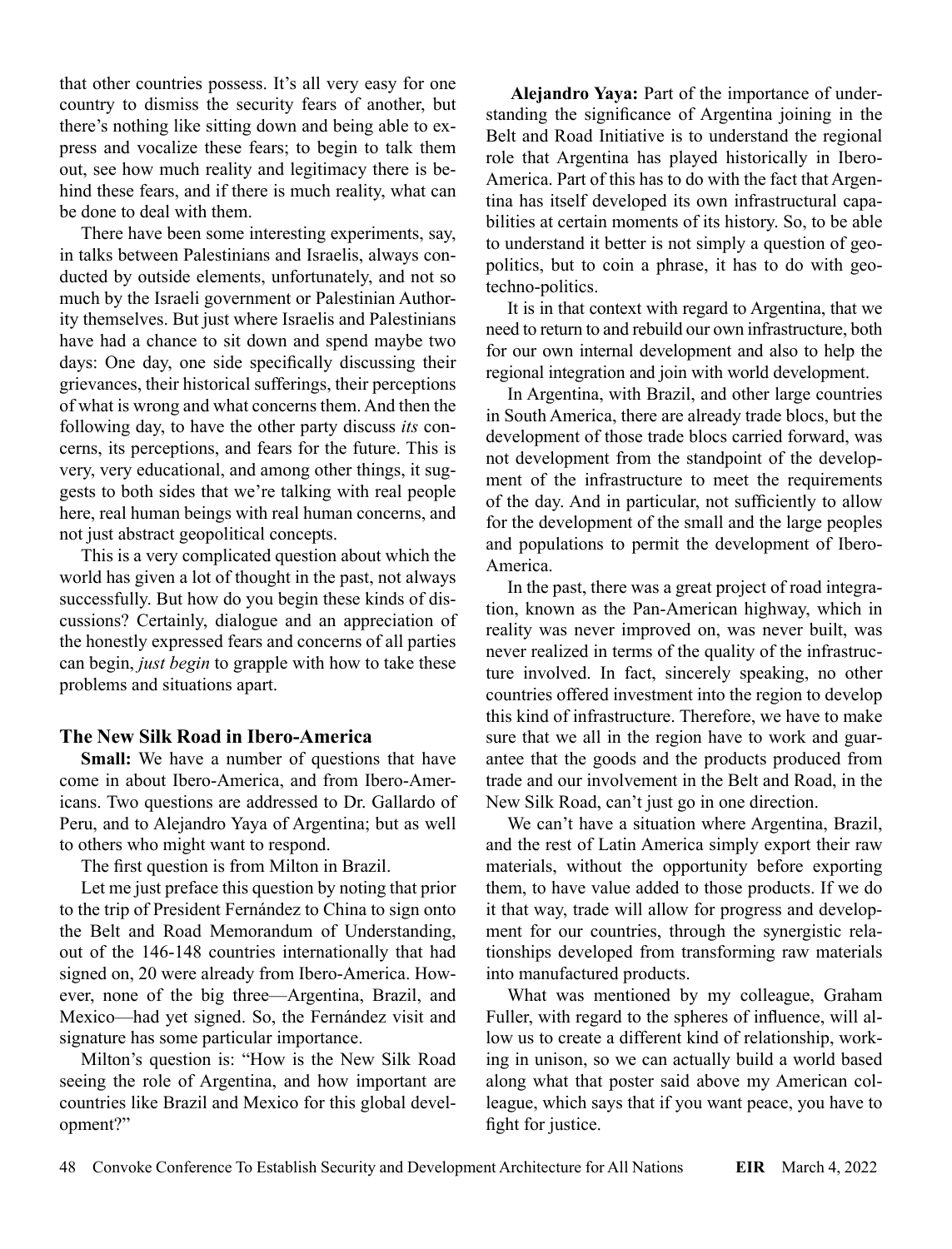that other countries possess. It's all very easy for one country to dismiss the security fears of another, but there's nothing like sitting down and being able to express and vocalize these fears; to begin to talk them out, see how much reality and legitimacy there is behind these fears, and if there is much reality, what can be done to deal with them.

There have been some interesting experiments, say, in talks between Palestinians and Israelis, always conducted by outside elements, unfortunately, and not so much by the Israeli government or Palestinian Authority themselves. But just where Israelis and Palestinians have had a chance to sit down and spend maybe two days: One day, one side specifically discussing their grievances, their historical sufferings, their perceptions of what is wrong and what concerns them. And then the following day, to have the other party discuss *its* concerns, its perceptions, and fears for the future. This is very, very educational, and among other things, it suggests to both sides that we're talking with real people here, real human beings with real human concerns, and not just abstract geopolitical concepts.

This is a very complicated question about which the world has given a lot of thought in the past, not always successfully. But how do you begin these kinds of discussions? Certainly, dialogue and an appreciation of the honestly expressed fears and concerns of all parties can begin, *just begin* to grapple with how to take these problems and situations apart.

### The New Silk Road in Ibero-America

**Small:** We have a number of questions that have come in about Ibero-America, and from Ibero-Americans. Two questions are addressed to Dr. Gallardo of Peru, and to Alejandro Yaya of Argentina; but as well to others who might want to respond.

The first question is from Milton in Brazil.

Let me just preface this question by noting that prior to the trip of President Fernández to China to sign onto the Belt and Road Memorandum of Understanding, out of the 146-148 countries internationally that had signed on, 20 were already from Ibero-America. However, none of the big three—Argentina, Brazil, and Mexico—had yet signed. So, the Fernández visit and signature has some particular importance.

Milton's question is: "How is the New Silk Road seeing the role of Argentina, and how important are countries like Brazil and Mexico for this global development?"

**Alejandro Yaya:** Part of the importance of understanding the significance of Argentina joining in the Belt and Road Initiative is to understand the regional role that Argentina has played historically in Ibero-America. Part of this has to do with the fact that Argentina has itself developed its own infrastructural capabilities at certain moments of its history. So, to be able to understand it better is not simply a question of geopolitics, but to coin a phrase, it has to do with geo-techno-politics.

It is in that context with regard to Argentina, that we need to return to and rebuild our own infrastructure, both for our own internal development and also to help the regional integration and join with world development.

In Argentina, with Brazil, and other large countries in South America, there are already trade blocs, but the development of those trade blocs carried forward, was not development from the standpoint of the development of the infrastructure to meet the requirements of the day. And in particular, not sufficiently to allow for the development of the small and the large peoples and populations to permit the development of Ibero-America.

In the past, there was a great project of road integration, known as the Pan-American highway, which in reality was never improved on, was never built, was never realized in terms of the quality of the infrastructure involved. In fact, sincerely speaking, no other countries offered investment into the region to develop this kind of infrastructure. Therefore, we have to make sure that we all in the region have to work and guarantee that the goods and the products produced from trade and our involvement in the Belt and Road, in the New Silk Road, can't just go in one direction.

We can't have a situation where Argentina, Brazil, and the rest of Latin America simply export their raw materials, without the opportunity before exporting them, to have value added to those products. If we do it that way, trade will allow for progress and development for our countries, through the synergistic relationships developed from transforming raw materials into manufactured products.

What was mentioned by my colleague, Graham Fuller, with regard to the spheres of influence, will allow us to create a different kind of relationship, working in unison, so we can actually build a world based along what that poster said above my American colleague, which says that if you want peace, you have to fight for justice.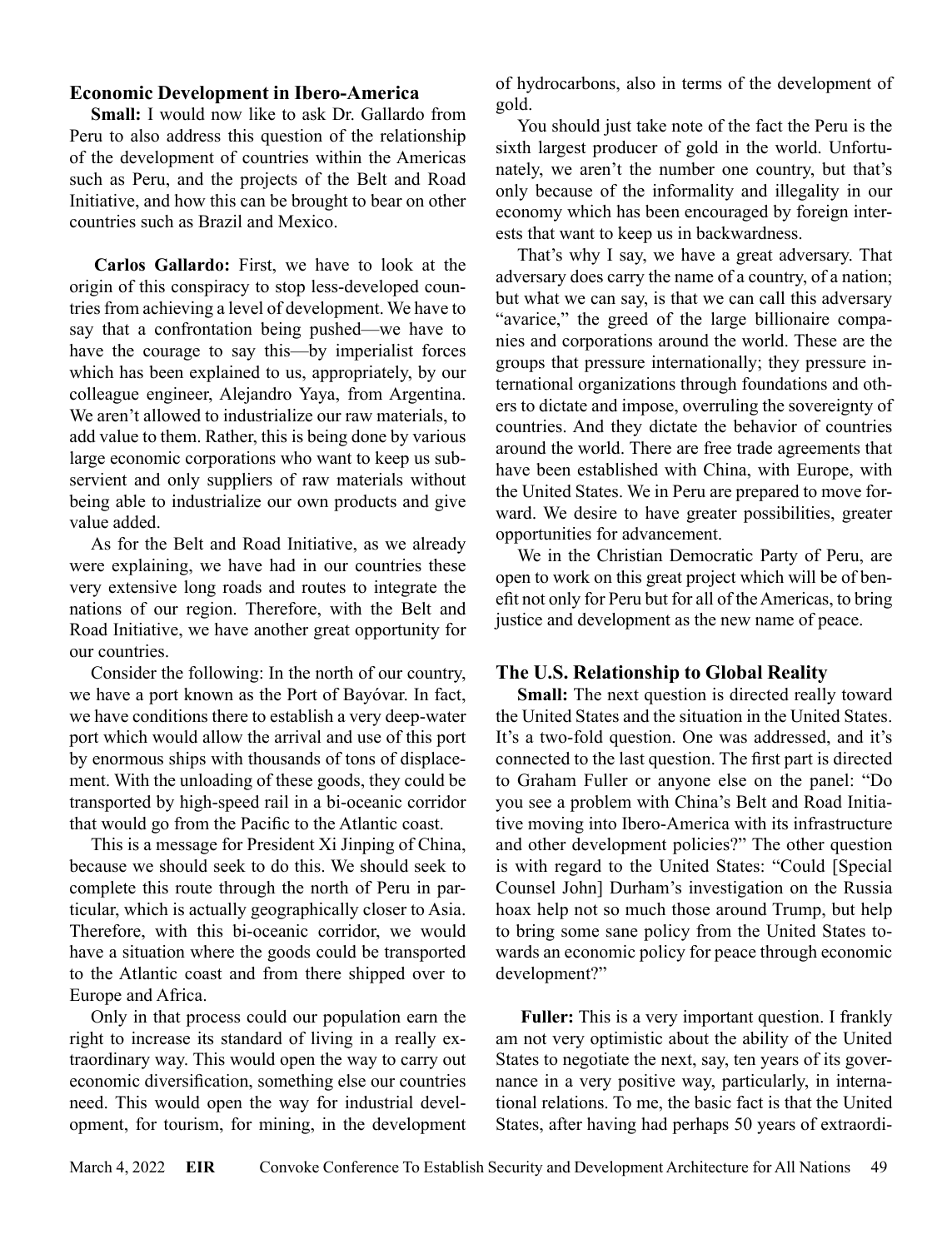## Economic Development in Ibero-America

**Small:** I would now like to ask Dr. Gallardo from Peru to also address this question of the relationship of the development of countries within the Americas such as Peru, and the projects of the Belt and Road Initiative, and how this can be brought to bear on other countries such as Brazil and Mexico.

**Carlos Gallardo:** First, we have to look at the origin of this conspiracy to stop less-developed countries from achieving a level of development. We have to say that a confrontation being pushed—we have to have the courage to say this—by imperialist forces which has been explained to us, appropriately, by our colleague engineer, Alejandro Yaya, from Argentina. We aren't allowed to industrialize our raw materials, to add value to them. Rather, this is being done by various large economic corporations who want to keep us subservient and only suppliers of raw materials without being able to industrialize our own products and give value added.

As for the Belt and Road Initiative, as we already were explaining, we have had in our countries these very extensive long roads and routes to integrate the nations of our region. Therefore, with the Belt and Road Initiative, we have another great opportunity for our countries.

Consider the following: In the north of our country, we have a port known as the Port of Bayóvar. In fact, we have conditions there to establish a very deep-water port which would allow the arrival and use of this port by enormous ships with thousands of tons of displacement. With the unloading of these goods, they could be transported by high-speed rail in a bi-oceanic corridor that would go from the Pacific to the Atlantic coast.

This is a message for President Xi Jinping of China, because we should seek to do this. We should seek to complete this route through the north of Peru in particular, which is actually geographically closer to Asia. Therefore, with this bi-oceanic corridor, we would have a situation where the goods could be transported to the Atlantic coast and from there shipped over to Europe and Africa.

Only in that process could our population earn the right to increase its standard of living in a really extraordinary way. This would open the way to carry out economic diversification, something else our countries need. This would open the way for industrial development, for tourism, for mining, in the development of hydrocarbons, also in terms of the development of gold.

You should just take note of the fact the Peru is the sixth largest producer of gold in the world. Unfortunately, we aren't the number one country, but that's only because of the informality and illegality in our economy which has been encouraged by foreign interests that want to keep us in backwardness.

That's why I say, we have a great adversary. That adversary does carry the name of a country, of a nation; but what we can say, is that we can call this adversary "avarice," the greed of the large billionaire companies and corporations around the world. These are the groups that pressure internationally; they pressure international organizations through foundations and others to dictate and impose, overruling the sovereignty of countries. And they dictate the behavior of countries around the world. There are free trade agreements that have been established with China, with Europe, with the United States. We in Peru are prepared to move forward. We desire to have greater possibilities, greater opportunities for advancement.

We in the Christian Democratic Party of Peru, are open to work on this great project which will be of benefit not only for Peru but for all of the Americas, to bring justice and development as the new name of peace.

## The U.S. Relationship to Global Reality

**Small:** The next question is directed really toward the United States and the situation in the United States. It's a two-fold question. One was addressed, and it's connected to the last question. The first part is directed to Graham Fuller or anyone else on the panel: "Do you see a problem with China's Belt and Road Initiative moving into Ibero-America with its infrastructure and other development policies?" The other question is with regard to the United States: "Could [Special Counsel John] Durham's investigation on the Russia hoax help not so much those around Trump, but help to bring some sane policy from the United States towards an economic policy for peace through economic development?"

**Fuller:** This is a very important question. I frankly am not very optimistic about the ability of the United States to negotiate the next, say, ten years of its governance in a very positive way, particularly, in international relations. To me, the basic fact is that the United States, after having had perhaps 50 years of extraordi-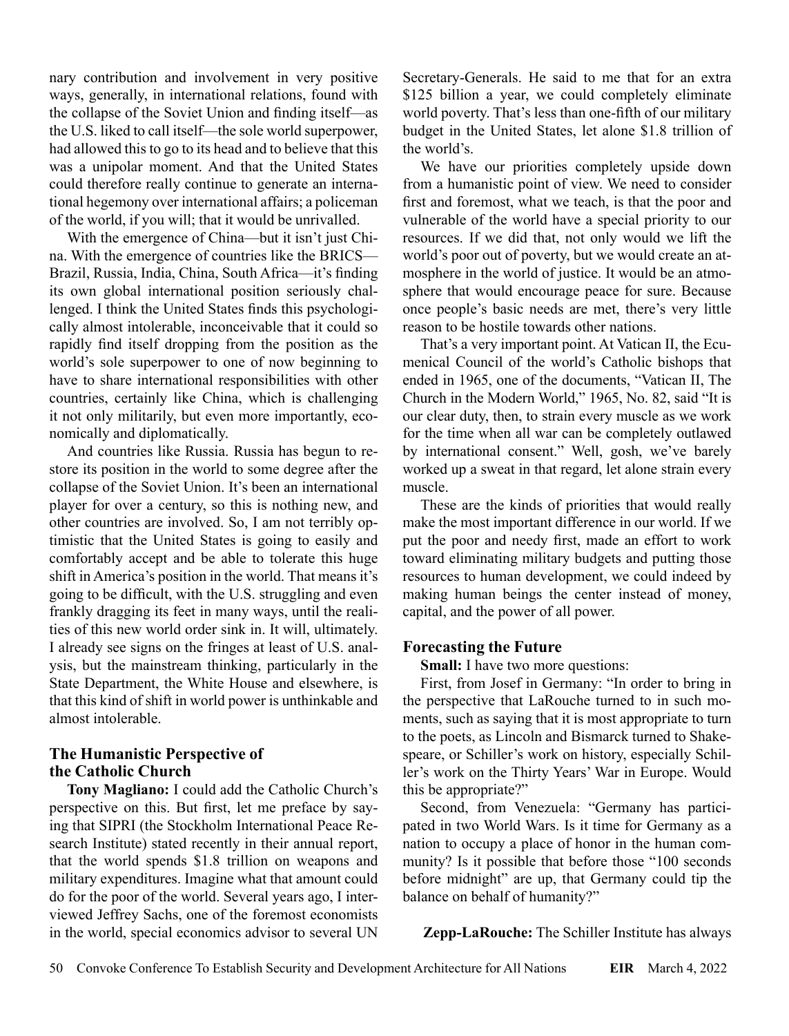nary contribution and involvement in very positive ways, generally, in international relations, found with the collapse of the Soviet Union and finding itself—as the U.S. liked to call itself—the sole world superpower, had allowed this to go to its head and to believe that this was a unipolar moment. And that the United States could therefore really continue to generate an international hegemony over international affairs; a policeman of the world, if you will; that it would be unrivalled.

With the emergence of China—but it isn't just China. With the emergence of countries like the BRICS—Brazil, Russia, India, China, South Africa—it's finding its own global international position seriously challenged. I think the United States finds this psychologically almost intolerable, inconceivable that it could so rapidly find itself dropping from the position as the world's sole superpower to one of now beginning to have to share international responsibilities with other countries, certainly like China, which is challenging it not only militarily, but even more importantly, economically and diplomatically.

And countries like Russia. Russia has begun to restore its position in the world to some degree after the collapse of the Soviet Union. It's been an international player for over a century, so this is nothing new, and other countries are involved. So, I am not terribly optimistic that the United States is going to easily and comfortably accept and be able to tolerate this huge shift in America's position in the world. That means it's going to be difficult, with the U.S. struggling and even frankly dragging its feet in many ways, until the realities of this new world order sink in. It will, ultimately. I already see signs on the fringes at least of U.S. analysis, but the mainstream thinking, particularly in the State Department, the White House and elsewhere, is that this kind of shift in world power is unthinkable and almost intolerable.

## The Humanistic Perspective of the Catholic Church

**Tony Magliano:** I could add the Catholic Church's perspective on this. But first, let me preface by saying that SIPRI (the Stockholm International Peace Research Institute) stated recently in their annual report, that the world spends $1.8 trillion on weapons and military expenditures. Imagine what that amount could do for the poor of the world. Several years ago, I interviewed Jeffrey Sachs, one of the foremost economists in the world, special economics advisor to several UN Secretary-Generals. He said to me that for an extra $125 billion a year, we could completely eliminate world poverty. That's less than one-fifth of our military budget in the United States, let alone $1.8 trillion of the world's.

We have our priorities completely upside down from a humanistic point of view. We need to consider first and foremost, what we teach, is that the poor and vulnerable of the world have a special priority to our resources. If we did that, not only would we lift the world's poor out of poverty, but we would create an atmosphere in the world of justice. It would be an atmosphere that would encourage peace for sure. Because once people's basic needs are met, there's very little reason to be hostile towards other nations.

That's a very important point. At Vatican II, the Ecumenical Council of the world's Catholic bishops that ended in 1965, one of the documents, "Vatican II, The Church in the Modern World," 1965, No. 82, said "It is our clear duty, then, to strain every muscle as we work for the time when all war can be completely outlawed by international consent." Well, gosh, we've barely worked up a sweat in that regard, let alone strain every muscle.

These are the kinds of priorities that would really make the most important difference in our world. If we put the poor and needy first, made an effort to work toward eliminating military budgets and putting those resources to human development, we could indeed by making human beings the center instead of money, capital, and the power of all power.

## Forecasting the Future

**Small:** I have two more questions:

First, from Josef in Germany: "In order to bring in the perspective that LaRouche turned to in such moments, such as saying that it is most appropriate to turn to the poets, as Lincoln and Bismarck turned to Shakespeare, or Schiller's work on history, especially Schiller's work on the Thirty Years' War in Europe. Would this be appropriate?"

Second, from Venezuela: "Germany has participated in two World Wars. Is it time for Germany as a nation to occupy a place of honor in the human community? Is it possible that before those "100 seconds before midnight" are up, that Germany could tip the balance on behalf of humanity?"

**Zepp-LaRouche:** The Schiller Institute has always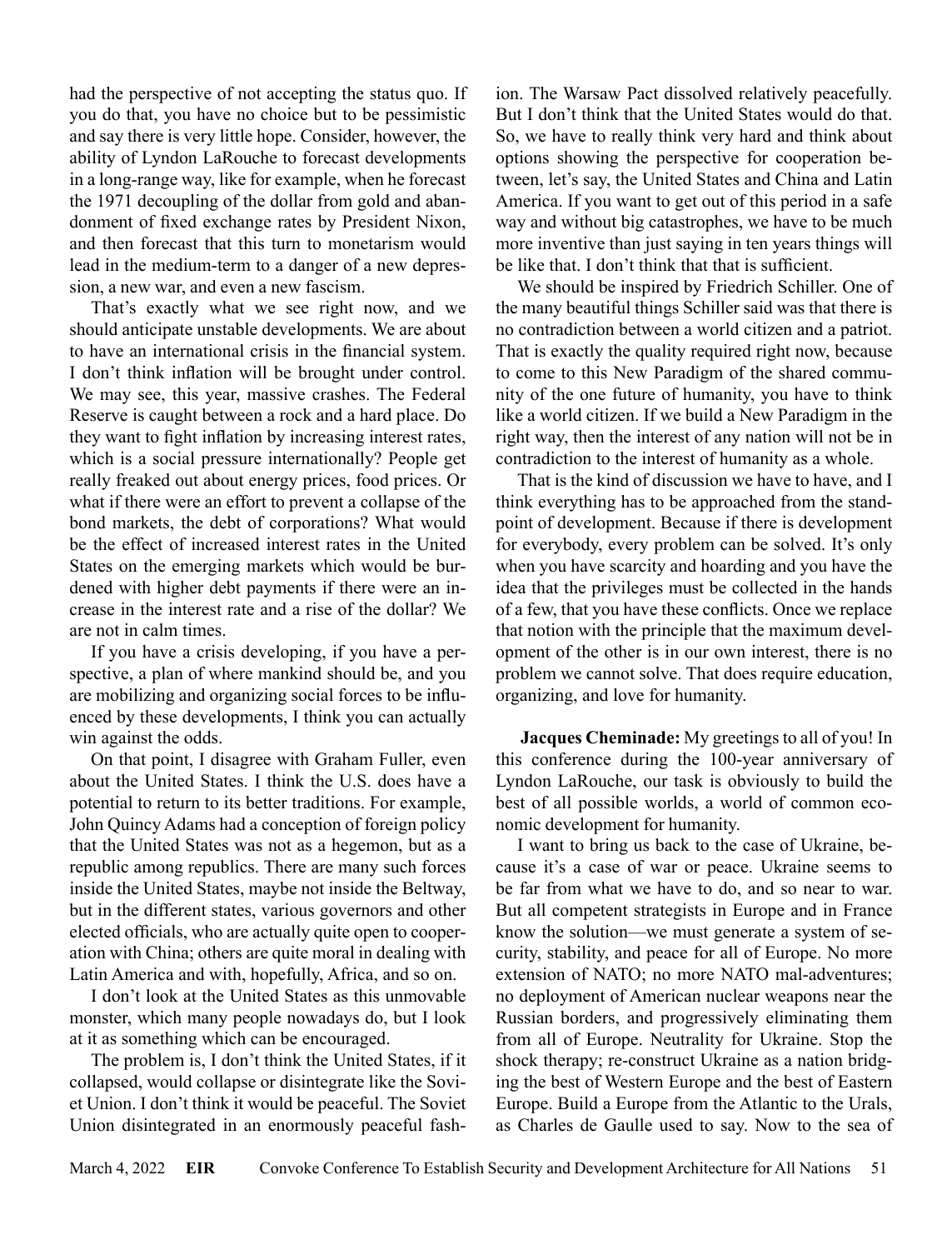had the perspective of not accepting the status quo. If you do that, you have no choice but to be pessimistic and say there is very little hope. Consider, however, the ability of Lyndon LaRouche to forecast developments in a long-range way, like for example, when he forecast the 1971 decoupling of the dollar from gold and abandonment of fixed exchange rates by President Nixon, and then forecast that this turn to monetarism would lead in the medium-term to a danger of a new depression, a new war, and even a new fascism.

That's exactly what we see right now, and we should anticipate unstable developments. We are about to have an international crisis in the financial system. I don't think inflation will be brought under control. We may see, this year, massive crashes. The Federal Reserve is caught between a rock and a hard place. Do they want to fight inflation by increasing interest rates, which is a social pressure internationally? People get really freaked out about energy prices, food prices. Or what if there were an effort to prevent a collapse of the bond markets, the debt of corporations? What would be the effect of increased interest rates in the United States on the emerging markets which would be burdened with higher debt payments if there were an increase in the interest rate and a rise of the dollar? We are not in calm times.

If you have a crisis developing, if you have a perspective, a plan of where mankind should be, and you are mobilizing and organizing social forces to be influenced by these developments, I think you can actually win against the odds.

On that point, I disagree with Graham Fuller, even about the United States. I think the U.S. does have a potential to return to its better traditions. For example, John Quincy Adams had a conception of foreign policy that the United States was not as a hegemon, but as a republic among republics. There are many such forces inside the United States, maybe not inside the Beltway, but in the different states, various governors and other elected officials, who are actually quite open to cooperation with China; others are quite moral in dealing with Latin America and with, hopefully, Africa, and so on.

I don't look at the United States as this unmovable monster, which many people nowadays do, but I look at it as something which can be encouraged.

The problem is, I don't think the United States, if it collapsed, would collapse or disintegrate like the Soviet Union. I don't think it would be peaceful. The Soviet Union disintegrated in an enormously peaceful fashion. The Warsaw Pact dissolved relatively peacefully. But I don't think that the United States would do that. So, we have to really think very hard and think about options showing the perspective for cooperation between, let's say, the United States and China and Latin America. If you want to get out of this period in a safe way and without big catastrophes, we have to be much more inventive than just saying in ten years things will be like that. I don't think that that is sufficient.

We should be inspired by Friedrich Schiller. One of the many beautiful things Schiller said was that there is no contradiction between a world citizen and a patriot. That is exactly the quality required right now, because to come to this New Paradigm of the shared community of the one future of humanity, you have to think like a world citizen. If we build a New Paradigm in the right way, then the interest of any nation will not be in contradiction to the interest of humanity as a whole.

That is the kind of discussion we have to have, and I think everything has to be approached from the standpoint of development. Because if there is development for everybody, every problem can be solved. It's only when you have scarcity and hoarding and you have the idea that the privileges must be collected in the hands of a few, that you have these conflicts. Once we replace that notion with the principle that the maximum development of the other is in our own interest, there is no problem we cannot solve. That does require education, organizing, and love for humanity.

**Jacques Cheminade:** My greetings to all of you! In this conference during the 100-year anniversary of Lyndon LaRouche, our task is obviously to build the best of all possible worlds, a world of common economic development for humanity.

I want to bring us back to the case of Ukraine, because it's a case of war or peace. Ukraine seems to be far from what we have to do, and so near to war. But all competent strategists in Europe and in France know the solution—we must generate a system of security, stability, and peace for all of Europe. No more extension of NATO; no more NATO mal-adventures; no deployment of American nuclear weapons near the Russian borders, and progressively eliminating them from all of Europe. Neutrality for Ukraine. Stop the shock therapy; re-construct Ukraine as a nation bridging the best of Western Europe and the best of Eastern Europe. Build a Europe from the Atlantic to the Urals, as Charles de Gaulle used to say. Now to the sea of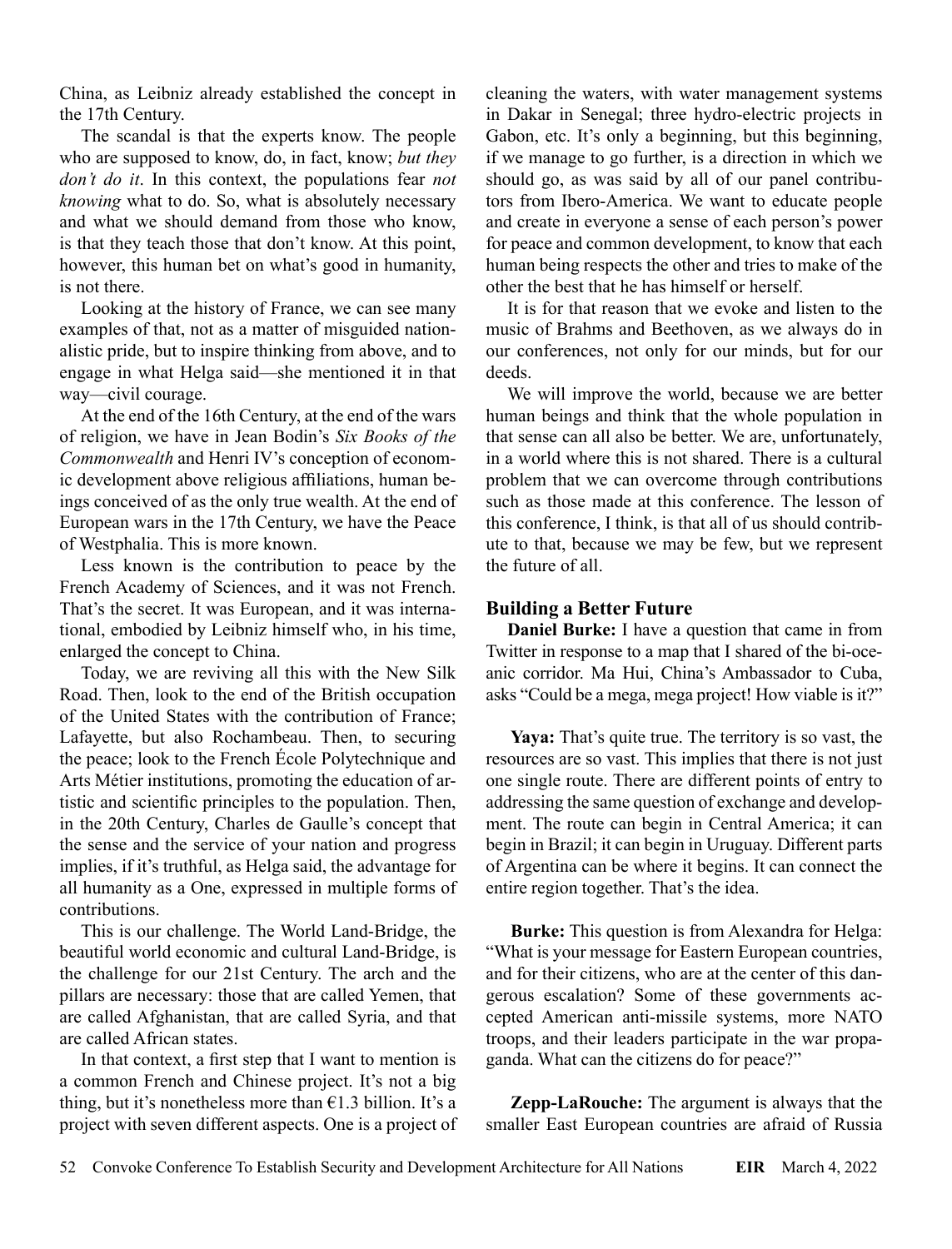China, as Leibniz already established the concept in the 17th Century.

The scandal is that the experts know. The people who are supposed to know, do, in fact, know; *but they don't do it*. In this context, the populations fear *not knowing* what to do. So, what is absolutely necessary and what we should demand from those who know, is that they teach those that don't know. At this point, however, this human bet on what's good in humanity, is not there.

Looking at the history of France, we can see many examples of that, not as a matter of misguided nationalistic pride, but to inspire thinking from above, and to engage in what Helga said—she mentioned it in that way—civil courage.

At the end of the 16th Century, at the end of the wars of religion, we have in Jean Bodin's *Six Books of the Commonwealth* and Henri IV's conception of economic development above religious affiliations, human beings conceived of as the only true wealth. At the end of European wars in the 17th Century, we have the Peace of Westphalia. This is more known.

Less known is the contribution to peace by the French Academy of Sciences, and it was not French. That's the secret. It was European, and it was international, embodied by Leibniz himself who, in his time, enlarged the concept to China.

Today, we are reviving all this with the New Silk Road. Then, look to the end of the British occupation of the United States with the contribution of France; Lafayette, but also Rochambeau. Then, to securing the peace; look to the French École Polytechnique and Arts Métier institutions, promoting the education of artistic and scientific principles to the population. Then, in the 20th Century, Charles de Gaulle's concept that the sense and the service of your nation and progress implies, if it's truthful, as Helga said, the advantage for all humanity as a One, expressed in multiple forms of contributions.

This is our challenge. The World Land-Bridge, the beautiful world economic and cultural Land-Bridge, is the challenge for our 21st Century. The arch and the pillars are necessary: those that are called Yemen, that are called Afghanistan, that are called Syria, and that are called African states.

In that context, a first step that I want to mention is a common French and Chinese project. It's not a big thing, but it's nonetheless more than €1.3 billion. It's a project with seven different aspects. One is a project of cleaning the waters, with water management systems in Dakar in Senegal; three hydro-electric projects in Gabon, etc. It's only a beginning, but this beginning, if we manage to go further, is a direction in which we should go, as was said by all of our panel contributors from Ibero-America. We want to educate people and create in everyone a sense of each person's power for peace and common development, to know that each human being respects the other and tries to make of the other the best that he has himself or herself.

It is for that reason that we evoke and listen to the music of Brahms and Beethoven, as we always do in our conferences, not only for our minds, but for our deeds.

We will improve the world, because we are better human beings and think that the whole population in that sense can all also be better. We are, unfortunately, in a world where this is not shared. There is a cultural problem that we can overcome through contributions such as those made at this conference. The lesson of this conference, I think, is that all of us should contribute to that, because we may be few, but we represent the future of all.

### Building a Better Future

**Daniel Burke:** I have a question that came in from Twitter in response to a map that I shared of the bi-oceanic corridor. Ma Hui, China's Ambassador to Cuba, asks "Could be a mega, mega project! How viable is it?"

**Yaya:** That's quite true. The territory is so vast, the resources are so vast. This implies that there is not just one single route. There are different points of entry to addressing the same question of exchange and development. The route can begin in Central America; it can begin in Brazil; it can begin in Uruguay. Different parts of Argentina can be where it begins. It can connect the entire region together. That's the idea.

**Burke:** This question is from Alexandra for Helga: "What is your message for Eastern European countries, and for their citizens, who are at the center of this dangerous escalation? Some of these governments accepted American anti-missile systems, more NATO troops, and their leaders participate in the war propaganda. What can the citizens do for peace?"

**Zepp-LaRouche:** The argument is always that the smaller East European countries are afraid of Russia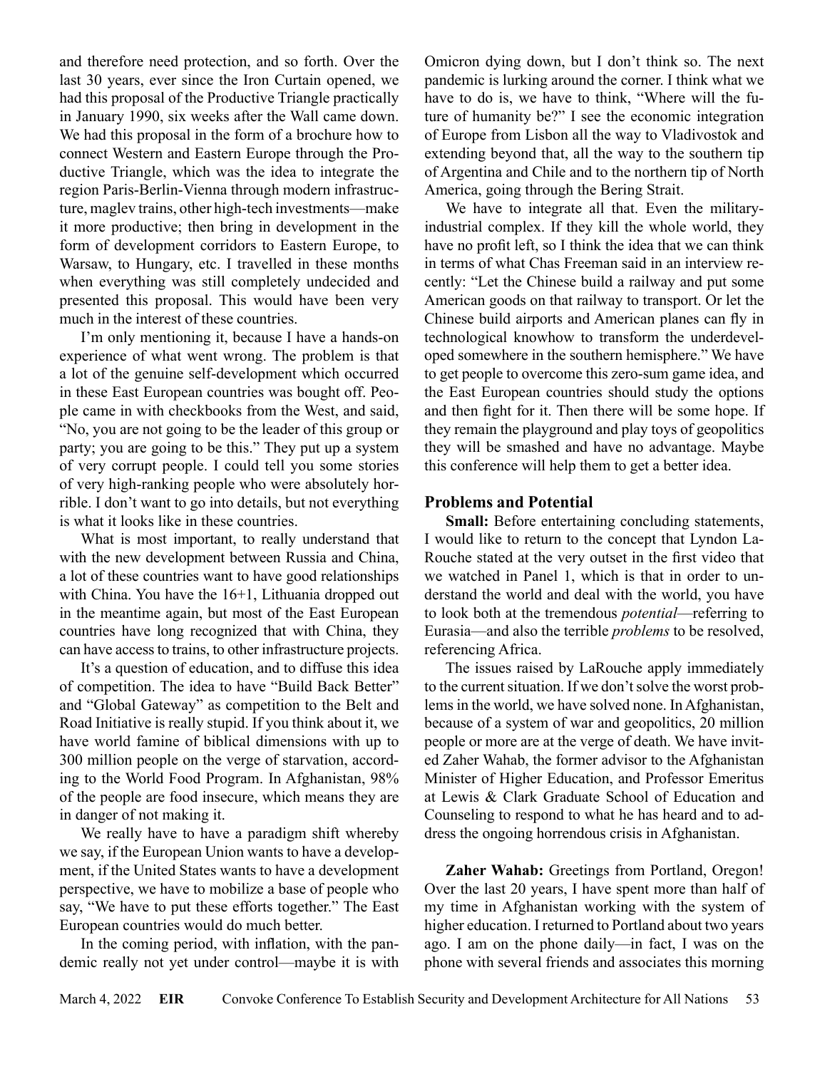and therefore need protection, and so forth. Over the last 30 years, ever since the Iron Curtain opened, we had this proposal of the Productive Triangle practically in January 1990, six weeks after the Wall came down. We had this proposal in the form of a brochure how to connect Western and Eastern Europe through the Productive Triangle, which was the idea to integrate the region Paris-Berlin-Vienna through modern infrastructure, maglev trains, other high-tech investments—make it more productive; then bring in development in the form of development corridors to Eastern Europe, to Warsaw, to Hungary, etc. I travelled in these months when everything was still completely undecided and presented this proposal. This would have been very much in the interest of these countries.

I'm only mentioning it, because I have a hands-on experience of what went wrong. The problem is that a lot of the genuine self-development which occurred in these East European countries was bought off. People came in with checkbooks from the West, and said, "No, you are not going to be the leader of this group or party; you are going to be this." They put up a system of very corrupt people. I could tell you some stories of very high-ranking people who were absolutely horrible. I don't want to go into details, but not everything is what it looks like in these countries.

What is most important, to really understand that with the new development between Russia and China, a lot of these countries want to have good relationships with China. You have the 16+1, Lithuania dropped out in the meantime again, but most of the East European countries have long recognized that with China, they can have access to trains, to other infrastructure projects.

It's a question of education, and to diffuse this idea of competition. The idea to have "Build Back Better" and "Global Gateway" as competition to the Belt and Road Initiative is really stupid. If you think about it, we have world famine of biblical dimensions with up to 300 million people on the verge of starvation, according to the World Food Program. In Afghanistan, 98% of the people are food insecure, which means they are in danger of not making it.

We really have to have a paradigm shift whereby we say, if the European Union wants to have a development, if the United States wants to have a development perspective, we have to mobilize a base of people who say, "We have to put these efforts together." The East European countries would do much better.

In the coming period, with inflation, with the pandemic really not yet under control—maybe it is with Omicron dying down, but I don't think so. The next pandemic is lurking around the corner. I think what we have to do is, we have to think, "Where will the future of humanity be?" I see the economic integration of Europe from Lisbon all the way to Vladivostok and extending beyond that, all the way to the southern tip of Argentina and Chile and to the northern tip of North America, going through the Bering Strait.

We have to integrate all that. Even the military-industrial complex. If they kill the whole world, they have no profit left, so I think the idea that we can think in terms of what Chas Freeman said in an interview recently: "Let the Chinese build a railway and put some American goods on that railway to transport. Or let the Chinese build airports and American planes can fly in technological knowhow to transform the underdeveloped somewhere in the southern hemisphere." We have to get people to overcome this zero-sum game idea, and the East European countries should study the options and then fight for it. Then there will be some hope. If they remain the playground and play toys of geopolitics they will be smashed and have no advantage. Maybe this conference will help them to get a better idea.

## Problems and Potential

**Small:** Before entertaining concluding statements, I would like to return to the concept that Lyndon LaRouche stated at the very outset in the first video that we watched in Panel 1, which is that in order to understand the world and deal with the world, you have to look both at the tremendous *potential*—referring to Eurasia—and also the terrible *problems* to be resolved, referencing Africa.

The issues raised by LaRouche apply immediately to the current situation. If we don't solve the worst problems in the world, we have solved none. In Afghanistan, because of a system of war and geopolitics, 20 million people or more are at the verge of death. We have invited Zaher Wahab, the former advisor to the Afghanistan Minister of Higher Education, and Professor Emeritus at Lewis & Clark Graduate School of Education and Counseling to respond to what he has heard and to address the ongoing horrendous crisis in Afghanistan.

**Zaher Wahab:** Greetings from Portland, Oregon! Over the last 20 years, I have spent more than half of my time in Afghanistan working with the system of higher education. I returned to Portland about two years ago. I am on the phone daily—in fact, I was on the phone with several friends and associates this morning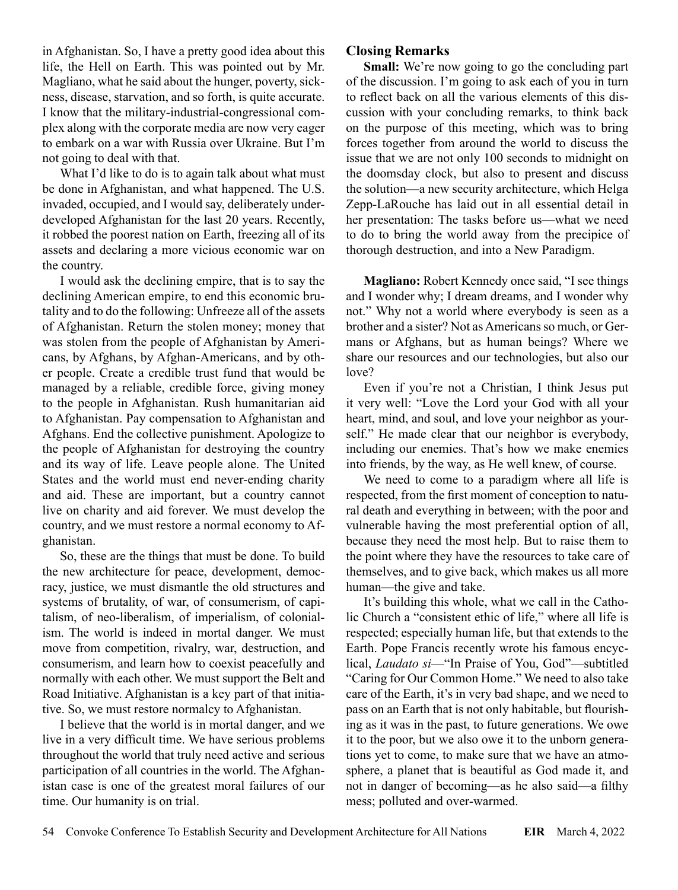in Afghanistan. So, I have a pretty good idea about this life, the Hell on Earth. This was pointed out by Mr. Magliano, what he said about the hunger, poverty, sickness, disease, starvation, and so forth, is quite accurate. I know that the military-industrial-congressional complex along with the corporate media are now very eager to embark on a war with Russia over Ukraine. But I'm not going to deal with that.

What I'd like to do is to again talk about what must be done in Afghanistan, and what happened. The U.S. invaded, occupied, and I would say, deliberately underdeveloped Afghanistan for the last 20 years. Recently, it robbed the poorest nation on Earth, freezing all of its assets and declaring a more vicious economic war on the country.

I would ask the declining empire, that is to say the declining American empire, to end this economic brutality and to do the following: Unfreeze all of the assets of Afghanistan. Return the stolen money; money that was stolen from the people of Afghanistan by Americans, by Afghans, by Afghan-Americans, and by other people. Create a credible trust fund that would be managed by a reliable, credible force, giving money to the people in Afghanistan. Rush humanitarian aid to Afghanistan. Pay compensation to Afghanistan and Afghans. End the collective punishment. Apologize to the people of Afghanistan for destroying the country and its way of life. Leave people alone. The United States and the world must end never-ending charity and aid. These are important, but a country cannot live on charity and aid forever. We must develop the country, and we must restore a normal economy to Afghanistan.

So, these are the things that must be done. To build the new architecture for peace, development, democracy, justice, we must dismantle the old structures and systems of brutality, of war, of consumerism, of capitalism, of neo-liberalism, of imperialism, of colonialism. The world is indeed in mortal danger. We must move from competition, rivalry, war, destruction, and consumerism, and learn how to coexist peacefully and normally with each other. We must support the Belt and Road Initiative. Afghanistan is a key part of that initiative. So, we must restore normalcy to Afghanistan.

I believe that the world is in mortal danger, and we live in a very difficult time. We have serious problems throughout the world that truly need active and serious participation of all countries in the world. The Afghanistan case is one of the greatest moral failures of our time. Our humanity is on trial.

## Closing Remarks

**Small:** We're now going to go the concluding part of the discussion. I'm going to ask each of you in turn to reflect back on all the various elements of this discussion with your concluding remarks, to think back on the purpose of this meeting, which was to bring forces together from around the world to discuss the issue that we are not only 100 seconds to midnight on the doomsday clock, but also to present and discuss the solution—a new security architecture, which Helga Zepp-LaRouche has laid out in all essential detail in her presentation: The tasks before us—what we need to do to bring the world away from the precipice of thorough destruction, and into a New Paradigm.

**Magliano:** Robert Kennedy once said, "I see things and I wonder why; I dream dreams, and I wonder why not." Why not a world where everybody is seen as a brother and a sister? Not as Americans so much, or Germans or Afghans, but as human beings? Where we share our resources and our technologies, but also our love?

Even if you're not a Christian, I think Jesus put it very well: "Love the Lord your God with all your heart, mind, and soul, and love your neighbor as yourself." He made clear that our neighbor is everybody, including our enemies. That's how we make enemies into friends, by the way, as He well knew, of course.

We need to come to a paradigm where all life is respected, from the first moment of conception to natural death and everything in between; with the poor and vulnerable having the most preferential option of all, because they need the most help. But to raise them to the point where they have the resources to take care of themselves, and to give back, which makes us all more human—the give and take.

It's building this whole, what we call in the Catholic Church a "consistent ethic of life," where all life is respected; especially human life, but that extends to the Earth. Pope Francis recently wrote his famous encyclical, *Laudato si*—"In Praise of You, God"—subtitled "Caring for Our Common Home." We need to also take care of the Earth, it's in very bad shape, and we need to pass on an Earth that is not only habitable, but flourishing as it was in the past, to future generations. We owe it to the poor, but we also owe it to the unborn generations yet to come, to make sure that we have an atmosphere, a planet that is beautiful as God made it, and not in danger of becoming—as he also said—a filthy mess; polluted and over-warmed.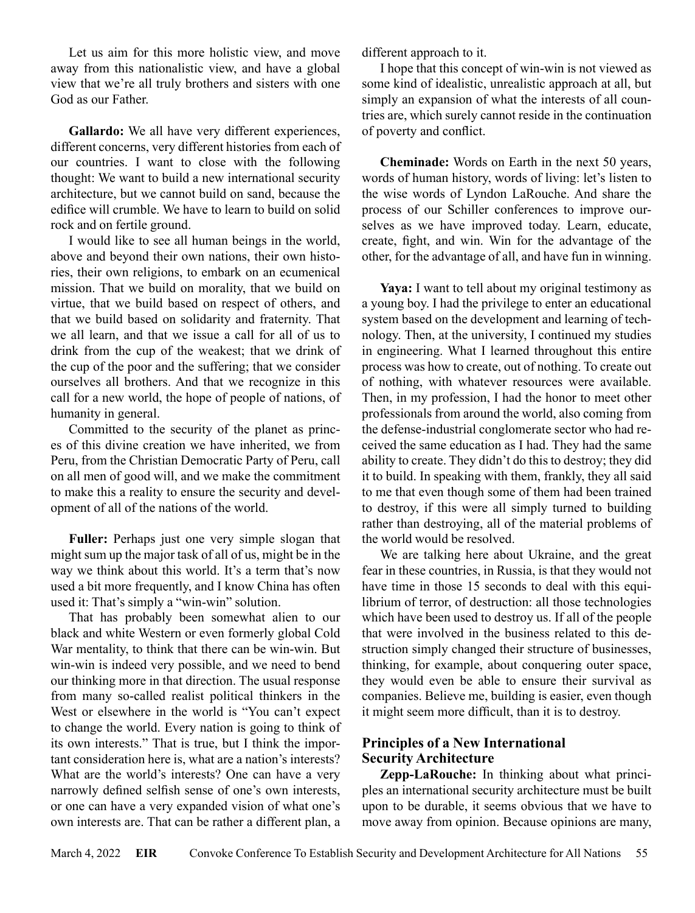Let us aim for this more holistic view, and move away from this nationalistic view, and have a global view that we're all truly brothers and sisters with one God as our Father.

**Gallardo:** We all have very different experiences, different concerns, very different histories from each of our countries. I want to close with the following thought: We want to build a new international security architecture, but we cannot build on sand, because the edifice will crumble. We have to learn to build on solid rock and on fertile ground.

I would like to see all human beings in the world, above and beyond their own nations, their own histories, their own religions, to embark on an ecumenical mission. That we build on morality, that we build on virtue, that we build based on respect of others, and that we build based on solidarity and fraternity. That we all learn, and that we issue a call for all of us to drink from the cup of the weakest; that we drink of the cup of the poor and the suffering; that we consider ourselves all brothers. And that we recognize in this call for a new world, the hope of people of nations, of humanity in general.

Committed to the security of the planet as princes of this divine creation we have inherited, we from Peru, from the Christian Democratic Party of Peru, call on all men of good will, and we make the commitment to make this a reality to ensure the security and development of all of the nations of the world.

**Fuller:** Perhaps just one very simple slogan that might sum up the major task of all of us, might be in the way we think about this world. It's a term that's now used a bit more frequently, and I know China has often used it: That's simply a "win-win" solution.

That has probably been somewhat alien to our black and white Western or even formerly global Cold War mentality, to think that there can be win-win. But win-win is indeed very possible, and we need to bend our thinking more in that direction. The usual response from many so-called realist political thinkers in the West or elsewhere in the world is "You can't expect to change the world. Every nation is going to think of its own interests." That is true, but I think the important consideration here is, what are a nation's interests? What are the world's interests? One can have a very narrowly defined selfish sense of one's own interests, or one can have a very expanded vision of what one's own interests are. That can be rather a different plan, a different approach to it.

I hope that this concept of win-win is not viewed as some kind of idealistic, unrealistic approach at all, but simply an expansion of what the interests of all countries are, which surely cannot reside in the continuation of poverty and conflict.

**Cheminade:** Words on Earth in the next 50 years, words of human history, words of living: let's listen to the wise words of Lyndon LaRouche. And share the process of our Schiller conferences to improve ourselves as we have improved today. Learn, educate, create, fight, and win. Win for the advantage of the other, for the advantage of all, and have fun in winning.

**Yaya:** I want to tell about my original testimony as a young boy. I had the privilege to enter an educational system based on the development and learning of technology. Then, at the university, I continued my studies in engineering. What I learned throughout this entire process was how to create, out of nothing. To create out of nothing, with whatever resources were available. Then, in my profession, I had the honor to meet other professionals from around the world, also coming from the defense-industrial conglomerate sector who had received the same education as I had. They had the same ability to create. They didn't do this to destroy; they did it to build. In speaking with them, frankly, they all said to me that even though some of them had been trained to destroy, if this were all simply turned to building rather than destroying, all of the material problems of the world would be resolved.

We are talking here about Ukraine, and the great fear in these countries, in Russia, is that they would not have time in those 15 seconds to deal with this equilibrium of terror, of destruction: all those technologies which have been used to destroy us. If all of the people that were involved in the business related to this destruction simply changed their structure of businesses, thinking, for example, about conquering outer space, they would even be able to ensure their survival as companies. Believe me, building is easier, even though it might seem more difficult, than it is to destroy.

## Principles of a New International Security Architecture

**Zepp-LaRouche:** In thinking about what principles an international security architecture must be built upon to be durable, it seems obvious that we have to move away from opinion. Because opinions are many,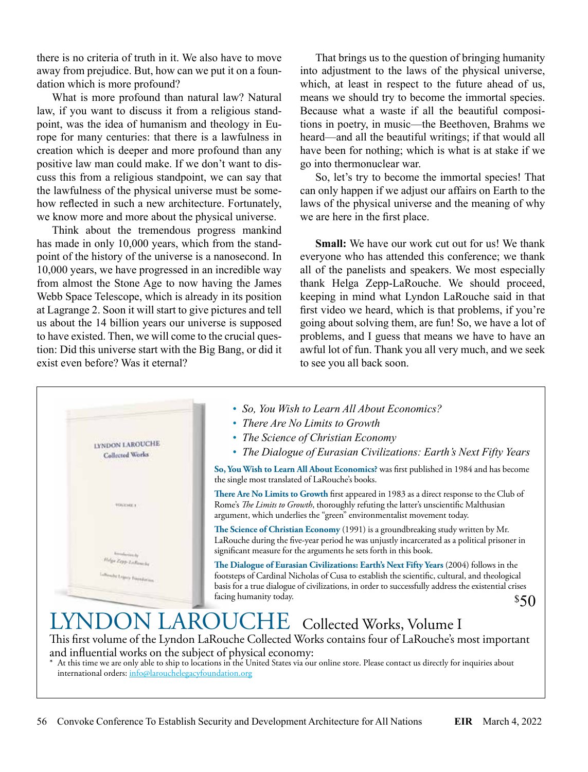there is no criteria of truth in it. We also have to move away from prejudice. But, how can we put it on a foundation which is more profound?

What is more profound than natural law? Natural law, if you want to discuss it from a religious standpoint, was the idea of humanism and theology in Europe for many centuries: that there is a lawfulness in creation which is deeper and more profound than any positive law man could make. If we don't want to discuss this from a religious standpoint, we can say that the lawfulness of the physical universe must be somehow reflected in such a new architecture. Fortunately, we know more and more about the physical universe.

Think about the tremendous progress mankind has made in only 10,000 years, which from the standpoint of the history of the universe is a nanosecond. In 10,000 years, we have progressed in an incredible way from almost the Stone Age to now having the James Webb Space Telescope, which is already in its position at Lagrange 2. Soon it will start to give pictures and tell us about the 14 billion years our universe is supposed to have existed. Then, we will come to the crucial question: Did this universe start with the Big Bang, or did it exist even before? Was it eternal?

That brings us to the question of bringing humanity into adjustment to the laws of the physical universe, which, at least in respect to the future ahead of us, means we should try to become the immortal species. Because what a waste if all the beautiful compositions in poetry, in music—the Beethoven, Brahms we heard—and all the beautiful writings; if that would all have been for nothing; which is what is at stake if we go into thermonuclear war.

So, let's try to become the immortal species! That can only happen if we adjust our affairs on Earth to the laws of the physical universe and the meaning of why we are here in the first place.

**Small:** We have our work cut out for us! We thank everyone who has attended this conference; we thank all of the panelists and speakers. We most especially thank Helga Zepp-LaRouche. We should proceed, keeping in mind what Lyndon LaRouche said in that first video we heard, which is that problems, if you're going about solving them, are fun! So, we have a lot of problems, and I guess that means we have to have an awful lot of fun. Thank you all very much, and we seek to see you all back soon.

---

- *So, You Wish to Learn All About Economics?*
- *There Are No Limits to Growth*
- *The Science of Christian Economy*
- *The Dialogue of Eurasian Civilizations: Earth's Next Fifty Years*

**So, You Wish to Learn All About Economics?** was first published in 1984 and has become the single most translated of LaRouche's books.

**There Are No Limits to Growth** first appeared in 1983 as a direct response to the Club of Rome's *The Limits to Growth*, thoroughly refuting the latter's unscientific Malthusian argument, which underlies the "green" environmentalist movement today.

**The Science of Christian Economy** (1991) is a groundbreaking study written by Mr. LaRouche during the five-year period he was unjustly incarcerated as a political prisoner in significant measure for the arguments he sets forth in this book.

**The Dialogue of Eurasian Civilizations: Earth's Next Fifty Years** (2004) follows in the footsteps of Cardinal Nicholas of Cusa to establish the scientific, cultural, and theological basis for a true dialogue of civilizations, in order to successfully address the existential crises facing humanity today.

$50

# LYNDON LAROUCHE Collected Works, Volume I

This first volume of the Lyndon LaRouche Collected Works contains four of LaRouche's most important and influential works on the subject of physical economy:

\* At this time we are only able to ship to locations in the United States via our online store. Please contact us directly for inquiries about international orders: info@larouchelegacyfoundation.org